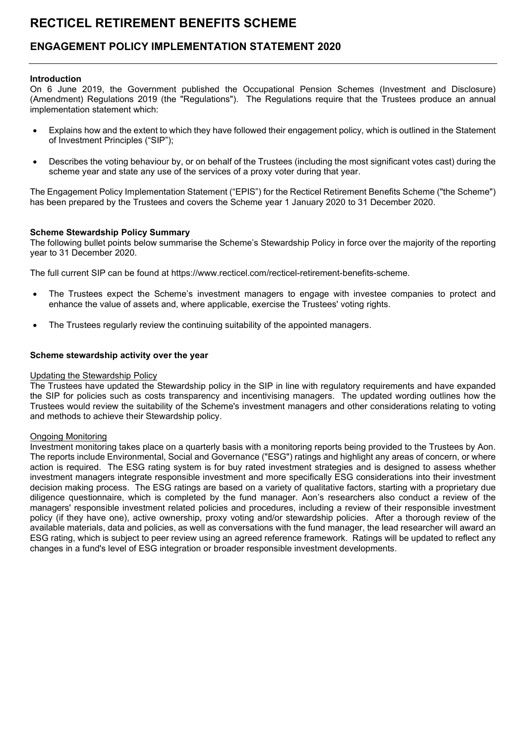# RECTICEL RETIREMENT BENEFITS SCHEME

## ENGAGEMENT POLICY IMPLEMENTATION STATEMENT 2020

**Introduction**

On 6 June 2019, the Government published the Occupational Pension Schemes (Investment and Disclosure) (Amendment) Regulations 2019 (the "Regulations"). The Regulations require that the Trustees produce an annual implementation statement which:

- Explains how and the extent to which they have followed their engagement policy, which is outlined in the Statement of Investment Principles ("SIP");
- Describes the voting behaviour by, or on behalf of the Trustees (including the most significant votes cast) during the scheme year and state any use of the services of a proxy voter during that year.

The Engagement Policy Implementation Statement ("EPIS") for the Recticel Retirement Benefits Scheme ("the Scheme") has been prepared by the Trustees and covers the Scheme year 1 January 2020 to 31 December 2020.

**Scheme Stewardship Policy Summary**

The following bullet points below summarise the Scheme's Stewardship Policy in force over the majority of the reporting year to 31 December 2020.

The full current SIP can be found at https://www.recticel.com/recticel-retirement-benefits-scheme.

- The Trustees expect the Scheme's investment managers to engage with investee companies to protect and enhance the value of assets and, where applicable, exercise the Trustees' voting rights.
- The Trustees regularly review the continuing suitability of the appointed managers.

**Scheme stewardship activity over the year**

Updating the Stewardship Policy

The Trustees have updated the Stewardship policy in the SIP in line with regulatory requirements and have expanded the SIP for policies such as costs transparency and incentivising managers. The updated wording outlines how the Trustees would review the suitability of the Scheme's investment managers and other considerations relating to voting and methods to achieve their Stewardship policy.

Ongoing Monitoring

Investment monitoring takes place on a quarterly basis with a monitoring reports being provided to the Trustees by Aon. The reports include Environmental, Social and Governance ("ESG") ratings and highlight any areas of concern, or where action is required. The ESG rating system is for buy rated investment strategies and is designed to assess whether investment managers integrate responsible investment and more specifically ESG considerations into their investment decision making process. The ESG ratings are based on a variety of qualitative factors, starting with a proprietary due diligence questionnaire, which is completed by the fund manager. Aon's researchers also conduct a review of the managers' responsible investment related policies and procedures, including a review of their responsible investment policy (if they have one), active ownership, proxy voting and/or stewardship policies. After a thorough review of the available materials, data and policies, as well as conversations with the fund manager, the lead researcher will award an ESG rating, which is subject to peer review using an agreed reference framework. Ratings will be updated to reflect any changes in a fund's level of ESG integration or broader responsible investment developments.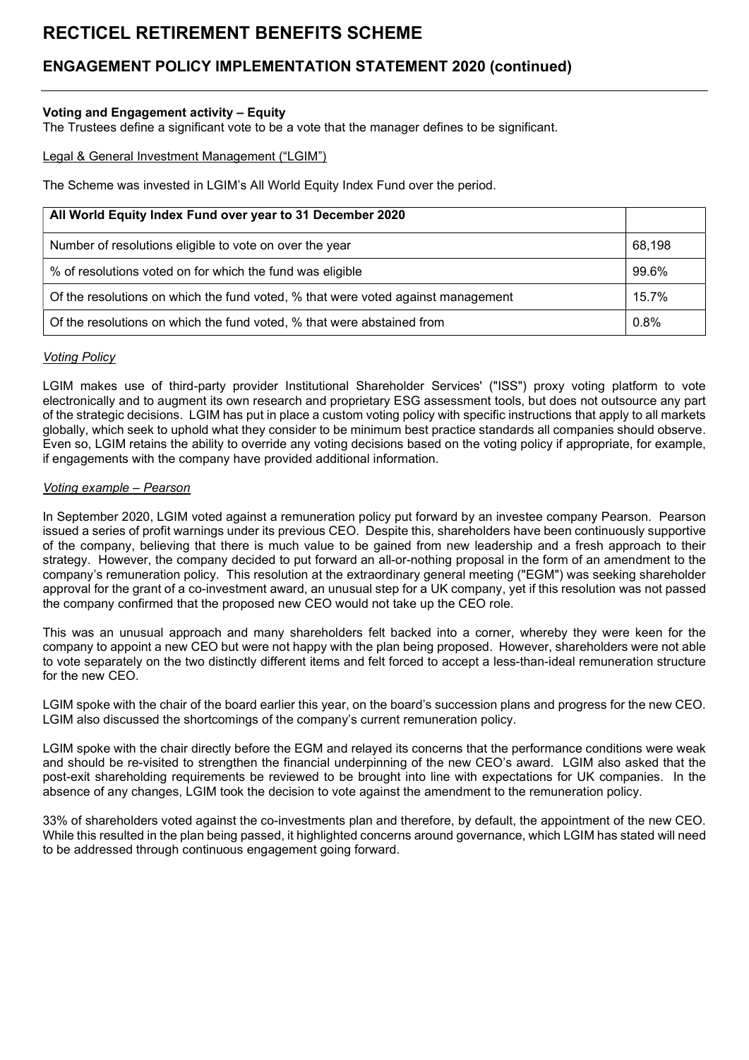### Voting and Engagement activity – Equity

The Trustees define a significant vote to be a vote that the manager defines to be significant.

Legal & General Investment Management ("LGIM")

The Scheme was invested in LGIM's All World Equity Index Fund over the period.

| All World Equity Index Fund over year to 31 December 2020 | |
|---|---|
| Number of resolutions eligible to vote on over the year | 68,198 |
| % of resolutions voted on for which the fund was eligible | 99.6% |
| Of the resolutions on which the fund voted, % that were voted against management | 15.7% |
| Of the resolutions on which the fund voted, % that were abstained from | 0.8% |

*Voting Policy*

LGIM makes use of third-party provider Institutional Shareholder Services' ("ISS") proxy voting platform to vote electronically and to augment its own research and proprietary ESG assessment tools, but does not outsource any part of the strategic decisions. LGIM has put in place a custom voting policy with specific instructions that apply to all markets globally, which seek to uphold what they consider to be minimum best practice standards all companies should observe. Even so, LGIM retains the ability to override any voting decisions based on the voting policy if appropriate, for example, if engagements with the company have provided additional information.

*Voting example – Pearson*

In September 2020, LGIM voted against a remuneration policy put forward by an investee company Pearson. Pearson issued a series of profit warnings under its previous CEO. Despite this, shareholders have been continuously supportive of the company, believing that there is much value to be gained from new leadership and a fresh approach to their strategy. However, the company decided to put forward an all-or-nothing proposal in the form of an amendment to the company's remuneration policy. This resolution at the extraordinary general meeting ("EGM") was seeking shareholder approval for the grant of a co-investment award, an unusual step for a UK company, yet if this resolution was not passed the company confirmed that the proposed new CEO would not take up the CEO role.

This was an unusual approach and many shareholders felt backed into a corner, whereby they were keen for the company to appoint a new CEO but were not happy with the plan being proposed. However, shareholders were not able to vote separately on the two distinctly different items and felt forced to accept a less-than-ideal remuneration structure for the new CEO.

LGIM spoke with the chair of the board earlier this year, on the board's succession plans and progress for the new CEO. LGIM also discussed the shortcomings of the company's current remuneration policy.

LGIM spoke with the chair directly before the EGM and relayed its concerns that the performance conditions were weak and should be re-visited to strengthen the financial underpinning of the new CEO's award. LGIM also asked that the post-exit shareholding requirements be reviewed to be brought into line with expectations for UK companies. In the absence of any changes, LGIM took the decision to vote against the amendment to the remuneration policy.

33% of shareholders voted against the co-investments plan and therefore, by default, the appointment of the new CEO. While this resulted in the plan being passed, it highlighted concerns around governance, which LGIM has stated will need to be addressed through continuous engagement going forward.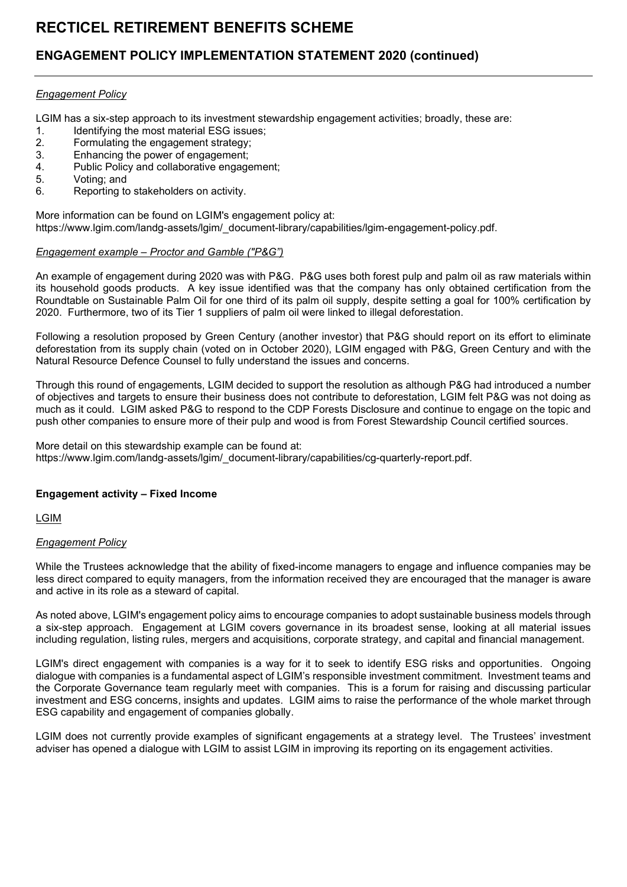*Engagement Policy*

LGIM has a six-step approach to its investment stewardship engagement activities; broadly, these are:

1. Identifying the most material ESG issues;
2. Formulating the engagement strategy;
3. Enhancing the power of engagement;
4. Public Policy and collaborative engagement;
5. Voting; and
6. Reporting to stakeholders on activity.

More information can be found on LGIM's engagement policy at:
https://www.lgim.com/landg-assets/lgim/_document-library/capabilities/lgim-engagement-policy.pdf.

*Engagement example – Proctor and Gamble ("P&G")*

An example of engagement during 2020 was with P&G. P&G uses both forest pulp and palm oil as raw materials within its household goods products. A key issue identified was that the company has only obtained certification from the Roundtable on Sustainable Palm Oil for one third of its palm oil supply, despite setting a goal for 100% certification by 2020. Furthermore, two of its Tier 1 suppliers of palm oil were linked to illegal deforestation.

Following a resolution proposed by Green Century (another investor) that P&G should report on its effort to eliminate deforestation from its supply chain (voted on in October 2020), LGIM engaged with P&G, Green Century and with the Natural Resource Defence Counsel to fully understand the issues and concerns.

Through this round of engagements, LGIM decided to support the resolution as although P&G had introduced a number of objectives and targets to ensure their business does not contribute to deforestation, LGIM felt P&G was not doing as much as it could. LGIM asked P&G to respond to the CDP Forests Disclosure and continue to engage on the topic and push other companies to ensure more of their pulp and wood is from Forest Stewardship Council certified sources.

More detail on this stewardship example can be found at:
https://www.lgim.com/landg-assets/lgim/_document-library/capabilities/cg-quarterly-report.pdf.

**Engagement activity – Fixed Income**

LGIM

*Engagement Policy*

While the Trustees acknowledge that the ability of fixed-income managers to engage and influence companies may be less direct compared to equity managers, from the information received they are encouraged that the manager is aware and active in its role as a steward of capital.

As noted above, LGIM's engagement policy aims to encourage companies to adopt sustainable business models through a six-step approach. Engagement at LGIM covers governance in its broadest sense, looking at all material issues including regulation, listing rules, mergers and acquisitions, corporate strategy, and capital and financial management.

LGIM's direct engagement with companies is a way for it to seek to identify ESG risks and opportunities. Ongoing dialogue with companies is a fundamental aspect of LGIM's responsible investment commitment. Investment teams and the Corporate Governance team regularly meet with companies. This is a forum for raising and discussing particular investment and ESG concerns, insights and updates. LGIM aims to raise the performance of the whole market through ESG capability and engagement of companies globally.

LGIM does not currently provide examples of significant engagements at a strategy level. The Trustees' investment adviser has opened a dialogue with LGIM to assist LGIM in improving its reporting on its engagement activities.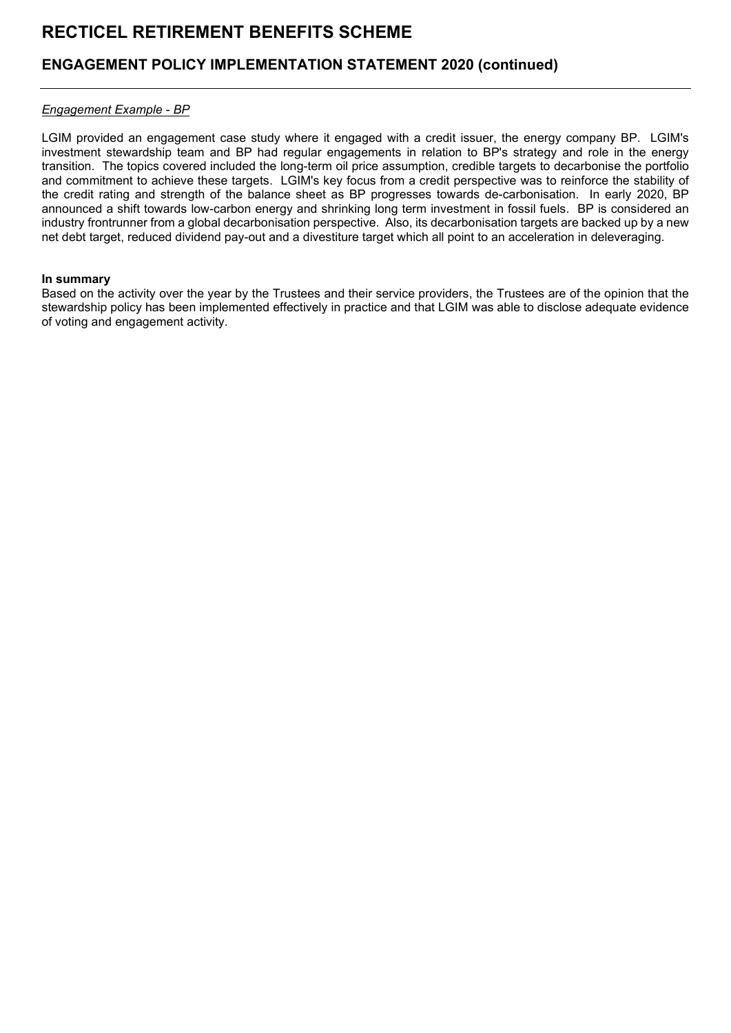*Engagement Example - BP*

LGIM provided an engagement case study where it engaged with a credit issuer, the energy company BP. LGIM's investment stewardship team and BP had regular engagements in relation to BP's strategy and role in the energy transition. The topics covered included the long-term oil price assumption, credible targets to decarbonise the portfolio and commitment to achieve these targets. LGIM's key focus from a credit perspective was to reinforce the stability of the credit rating and strength of the balance sheet as BP progresses towards de-carbonisation. In early 2020, BP announced a shift towards low-carbon energy and shrinking long term investment in fossil fuels. BP is considered an industry frontrunner from a global decarbonisation perspective. Also, its decarbonisation targets are backed up by a new net debt target, reduced dividend pay-out and a divestiture target which all point to an acceleration in deleveraging.

**In summary**

Based on the activity over the year by the Trustees and their service providers, the Trustees are of the opinion that the stewardship policy has been implemented effectively in practice and that LGIM was able to disclose adequate evidence of voting and engagement activity.